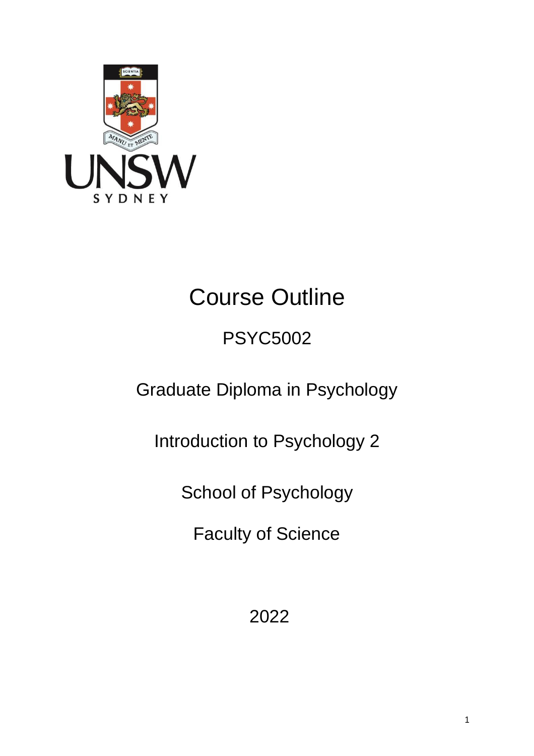# Course Outline

## PSYC5002

Graduate Diploma in Psychology

Introduction to Psychology 2

School of Psychology

Faculty of Science

2022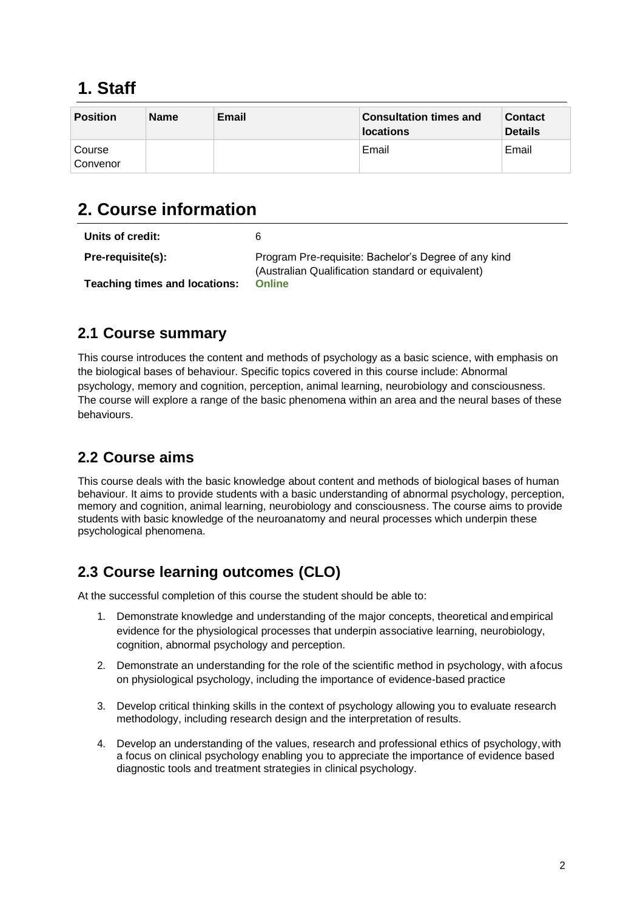# 1. Staff

| Position | Name | Email | Consultation times and locations | Contact Details |
| --- | --- | --- | --- | --- |
| Course Convenor | | | Email | Email |

# 2. Course information

| | |
| --- | --- |
| **Units of credit:** | 6 |
| **Pre-requisite(s):** | Program Pre-requisite: Bachelor's Degree of any kind (Australian Qualification standard or equivalent) |
| **Teaching times and locations:** | **Online** |

## 2.1 Course summary

This course introduces the content and methods of psychology as a basic science, with emphasis on the biological bases of behaviour. Specific topics covered in this course include: Abnormal psychology, memory and cognition, perception, animal learning, neurobiology and consciousness. The course will explore a range of the basic phenomena within an area and the neural bases of these behaviours.

## 2.2 Course aims

This course deals with the basic knowledge about content and methods of biological bases of human behaviour. It aims to provide students with a basic understanding of abnormal psychology, perception, memory and cognition, animal learning, neurobiology and consciousness. The course aims to provide students with basic knowledge of the neuroanatomy and neural processes which underpin these psychological phenomena.

## 2.3 Course learning outcomes (CLO)

At the successful completion of this course the student should be able to:

1. Demonstrate knowledge and understanding of the major concepts, theoretical and empirical evidence for the physiological processes that underpin associative learning, neurobiology, cognition, abnormal psychology and perception.
2. Demonstrate an understanding for the role of the scientific method in psychology, with a focus on physiological psychology, including the importance of evidence-based practice
3. Develop critical thinking skills in the context of psychology allowing you to evaluate research methodology, including research design and the interpretation of results.
4. Develop an understanding of the values, research and professional ethics of psychology, with a focus on clinical psychology enabling you to appreciate the importance of evidence based diagnostic tools and treatment strategies in clinical psychology.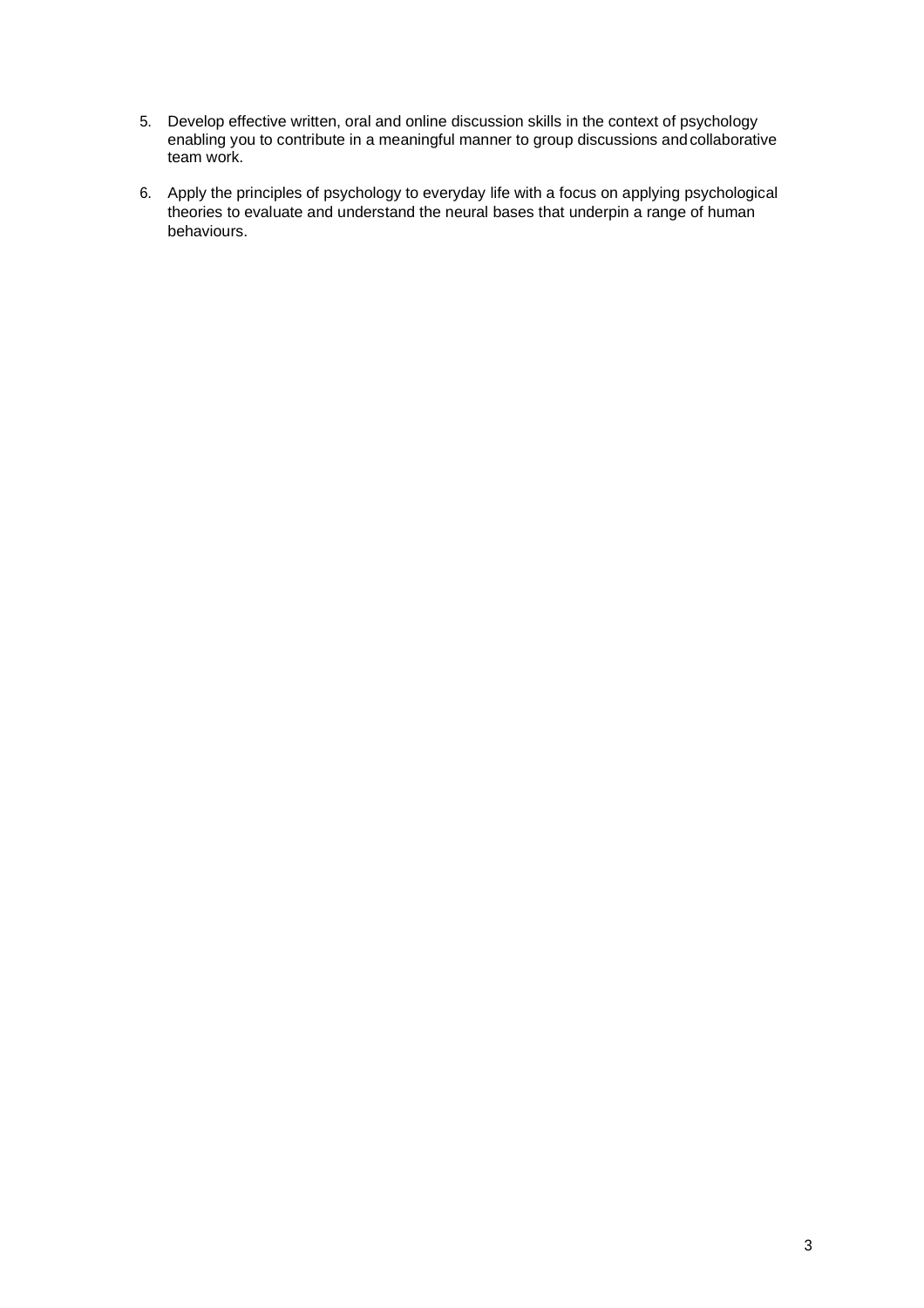5. Develop effective written, oral and online discussion skills in the context of psychology enabling you to contribute in a meaningful manner to group discussions and collaborative team work.

6. Apply the principles of psychology to everyday life with a focus on applying psychological theories to evaluate and understand the neural bases that underpin a range of human behaviours.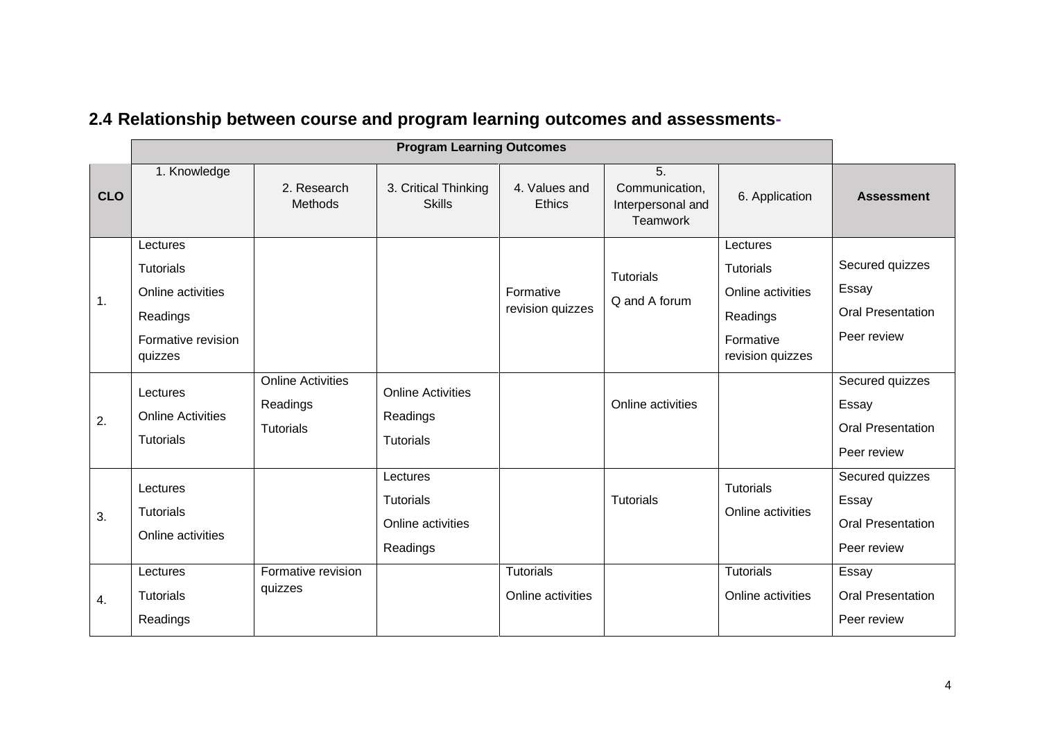## 2.4 Relationship between course and program learning outcomes and assessments-

| | Program Learning Outcomes | | | | | | |
|---|---|---|---|---|---|---|---|
| **CLO** | 1. Knowledge | 2. Research Methods | 3. Critical Thinking Skills | 4. Values and Ethics | 5. Communication, Interpersonal and Teamwork | 6. Application | **Assessment** |
| 1. | Lectures<br>Tutorials<br>Online activities<br>Readings<br>Formative revision quizzes | | | Formative revision quizzes | Tutorials<br>Q and A forum | Lectures<br>Tutorials<br>Online activities<br>Readings<br>Formative revision quizzes | Secured quizzes<br>Essay<br>Oral Presentation<br>Peer review |
| 2. | Lectures<br>Online Activities<br>Tutorials | Online Activities<br>Readings<br>Tutorials | Online Activities<br>Readings<br>Tutorials | | Online activities | | Secured quizzes<br>Essay<br>Oral Presentation<br>Peer review |
| 3. | Lectures<br>Tutorials<br>Online activities | | Lectures<br>Tutorials<br>Online activities<br>Readings | | Tutorials | Tutorials<br>Online activities | Secured quizzes<br>Essay<br>Oral Presentation<br>Peer review |
| 4. | Lectures<br>Tutorials<br>Readings | Formative revision quizzes | | Tutorials<br>Online activities | | Tutorials<br>Online activities | Essay<br>Oral Presentation<br>Peer review |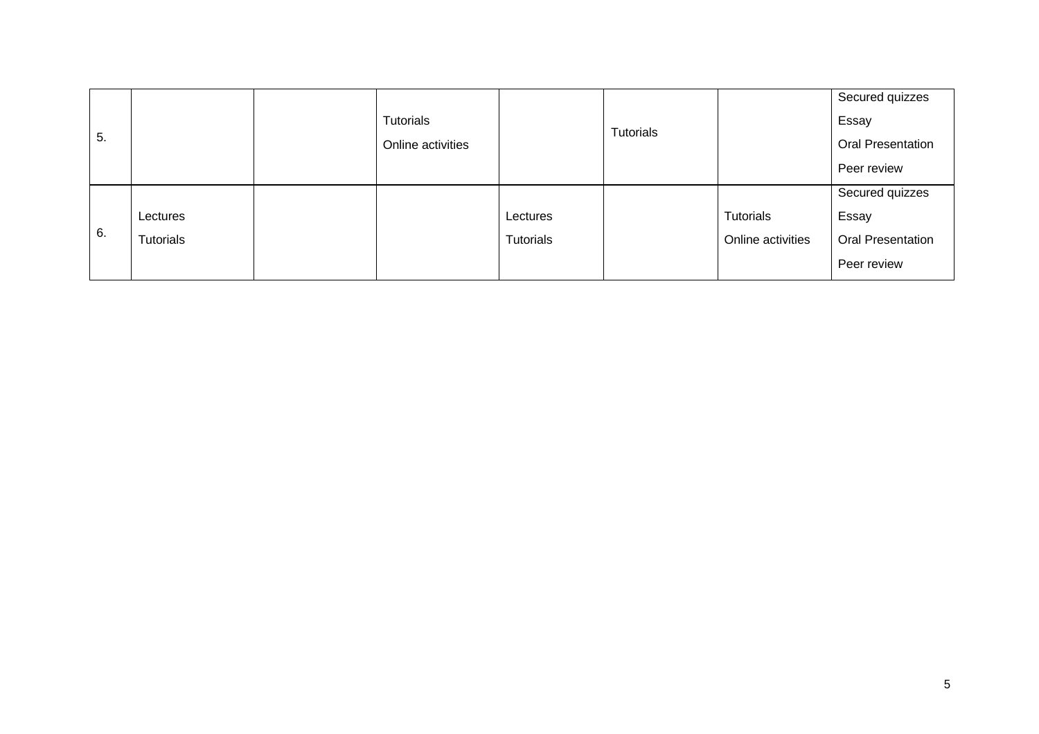| | | | | | | | |
|---|---|---|---|---|---|---|---|
| 5. | | | Tutorials<br>Online activities | | Tutorials | | Secured quizzes<br>Essay<br>Oral Presentation<br>Peer review |
| 6. | Lectures<br>Tutorials | | | Lectures<br>Tutorials | | Tutorials<br>Online activities | Secured quizzes<br>Essay<br>Oral Presentation<br>Peer review |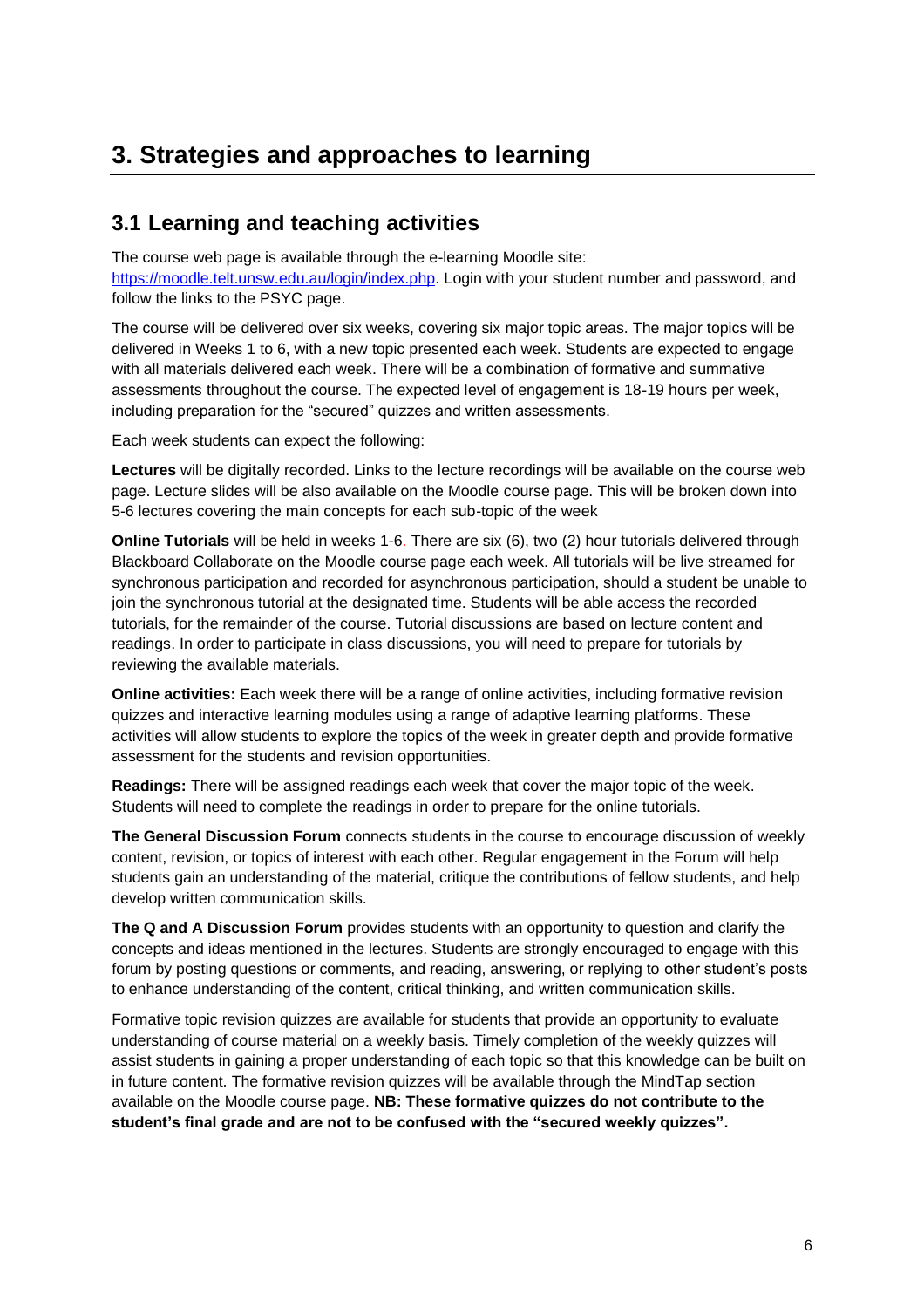# 3. Strategies and approaches to learning

## 3.1 Learning and teaching activities

The course web page is available through the e-learning Moodle site: [https://moodle.telt.unsw.edu.au/login/index.php](https://moodle.telt.unsw.edu.au/login/index.php). Login with your student number and password, and follow the links to the PSYC page.

The course will be delivered over six weeks, covering six major topic areas. The major topics will be delivered in Weeks 1 to 6, with a new topic presented each week. Students are expected to engage with all materials delivered each week. There will be a combination of formative and summative assessments throughout the course. The expected level of engagement is 18-19 hours per week, including preparation for the "secured" quizzes and written assessments.

Each week students can expect the following:

**Lectures** will be digitally recorded. Links to the lecture recordings will be available on the course web page. Lecture slides will be also available on the Moodle course page. This will be broken down into 5-6 lectures covering the main concepts for each sub-topic of the week

**Online Tutorials** will be held in weeks 1-6. There are six (6), two (2) hour tutorials delivered through Blackboard Collaborate on the Moodle course page each week. All tutorials will be live streamed for synchronous participation and recorded for asynchronous participation, should a student be unable to join the synchronous tutorial at the designated time. Students will be able access the recorded tutorials, for the remainder of the course. Tutorial discussions are based on lecture content and readings. In order to participate in class discussions, you will need to prepare for tutorials by reviewing the available materials.

**Online activities:** Each week there will be a range of online activities, including formative revision quizzes and interactive learning modules using a range of adaptive learning platforms. These activities will allow students to explore the topics of the week in greater depth and provide formative assessment for the students and revision opportunities.

**Readings:** There will be assigned readings each week that cover the major topic of the week. Students will need to complete the readings in order to prepare for the online tutorials.

**The General Discussion Forum** connects students in the course to encourage discussion of weekly content, revision, or topics of interest with each other. Regular engagement in the Forum will help students gain an understanding of the material, critique the contributions of fellow students, and help develop written communication skills.

**The Q and A Discussion Forum** provides students with an opportunity to question and clarify the concepts and ideas mentioned in the lectures. Students are strongly encouraged to engage with this forum by posting questions or comments, and reading, answering, or replying to other student's posts to enhance understanding of the content, critical thinking, and written communication skills.

Formative topic revision quizzes are available for students that provide an opportunity to evaluate understanding of course material on a weekly basis. Timely completion of the weekly quizzes will assist students in gaining a proper understanding of each topic so that this knowledge can be built on in future content. The formative revision quizzes will be available through the MindTap section available on the Moodle course page. **NB: These formative quizzes do not contribute to the student's final grade and are not to be confused with the "secured weekly quizzes".**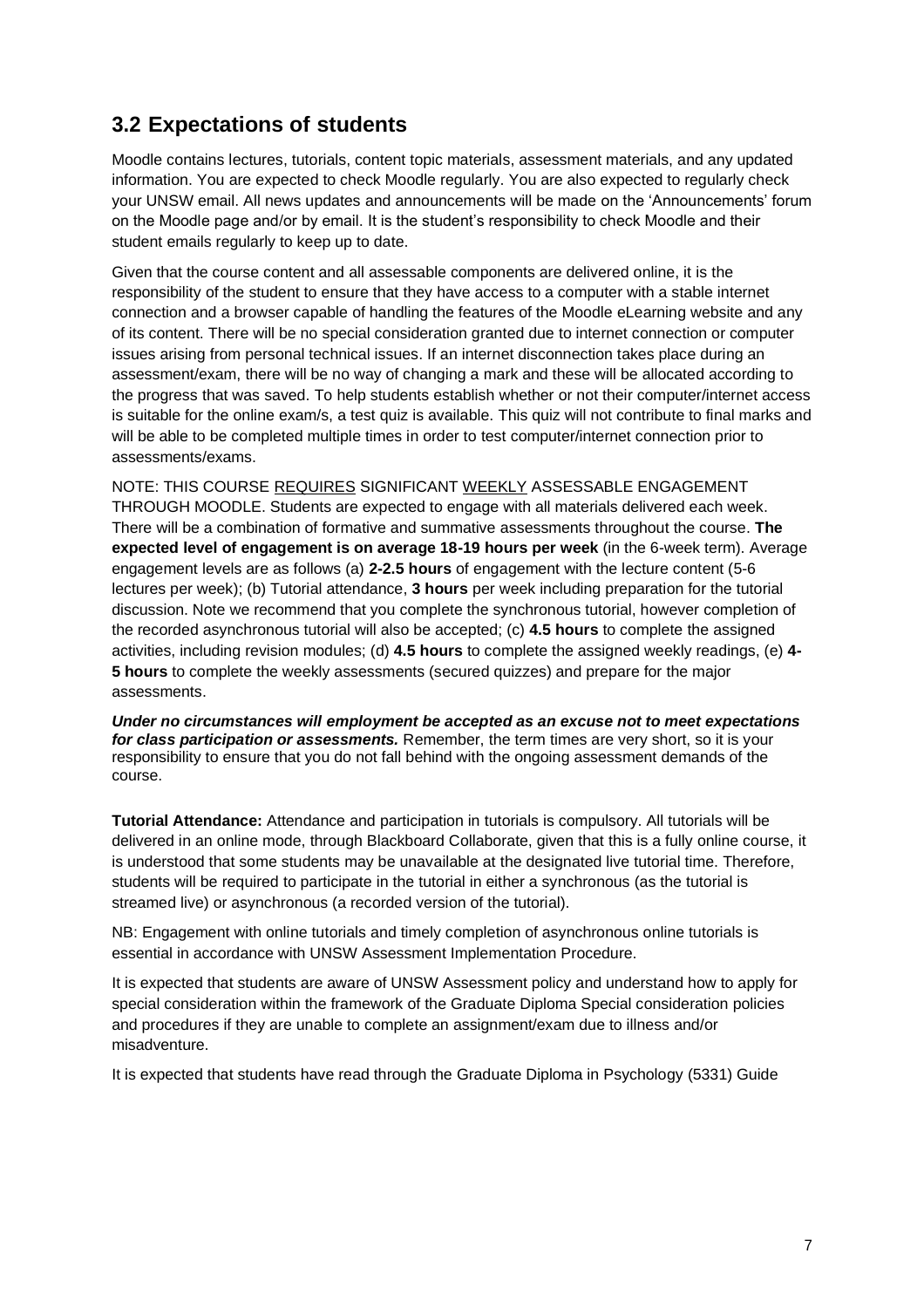## 3.2 Expectations of students

Moodle contains lectures, tutorials, content topic materials, assessment materials, and any updated information. You are expected to check Moodle regularly. You are also expected to regularly check your UNSW email. All news updates and announcements will be made on the 'Announcements' forum on the Moodle page and/or by email. It is the student's responsibility to check Moodle and their student emails regularly to keep up to date.

Given that the course content and all assessable components are delivered online, it is the responsibility of the student to ensure that they have access to a computer with a stable internet connection and a browser capable of handling the features of the Moodle eLearning website and any of its content. There will be no special consideration granted due to internet connection or computer issues arising from personal technical issues. If an internet disconnection takes place during an assessment/exam, there will be no way of changing a mark and these will be allocated according to the progress that was saved. To help students establish whether or not their computer/internet access is suitable for the online exam/s, a test quiz is available. This quiz will not contribute to final marks and will be able to be completed multiple times in order to test computer/internet connection prior to assessments/exams.

NOTE: THIS COURSE REQUIRES SIGNIFICANT WEEKLY ASSESSABLE ENGAGEMENT THROUGH MOODLE. Students are expected to engage with all materials delivered each week. There will be a combination of formative and summative assessments throughout the course. **The expected level of engagement is on average 18-19 hours per week** (in the 6-week term). Average engagement levels are as follows (a) **2-2.5 hours** of engagement with the lecture content (5-6 lectures per week); (b) Tutorial attendance, **3 hours** per week including preparation for the tutorial discussion. Note we recommend that you complete the synchronous tutorial, however completion of the recorded asynchronous tutorial will also be accepted; (c) **4.5 hours** to complete the assigned activities, including revision modules; (d) **4.5 hours** to complete the assigned weekly readings, (e) **4-5 hours** to complete the weekly assessments (secured quizzes) and prepare for the major assessments.

***Under no circumstances will employment be accepted as an excuse not to meet expectations for class participation or assessments.*** Remember, the term times are very short, so it is your responsibility to ensure that you do not fall behind with the ongoing assessment demands of the course.

**Tutorial Attendance:** Attendance and participation in tutorials is compulsory. All tutorials will be delivered in an online mode, through Blackboard Collaborate, given that this is a fully online course, it is understood that some students may be unavailable at the designated live tutorial time. Therefore, students will be required to participate in the tutorial in either a synchronous (as the tutorial is streamed live) or asynchronous (a recorded version of the tutorial).

NB: Engagement with online tutorials and timely completion of asynchronous online tutorials is essential in accordance with UNSW Assessment Implementation Procedure.

It is expected that students are aware of UNSW Assessment policy and understand how to apply for special consideration within the framework of the Graduate Diploma Special consideration policies and procedures if they are unable to complete an assignment/exam due to illness and/or misadventure.

It is expected that students have read through the Graduate Diploma in Psychology (5331) Guide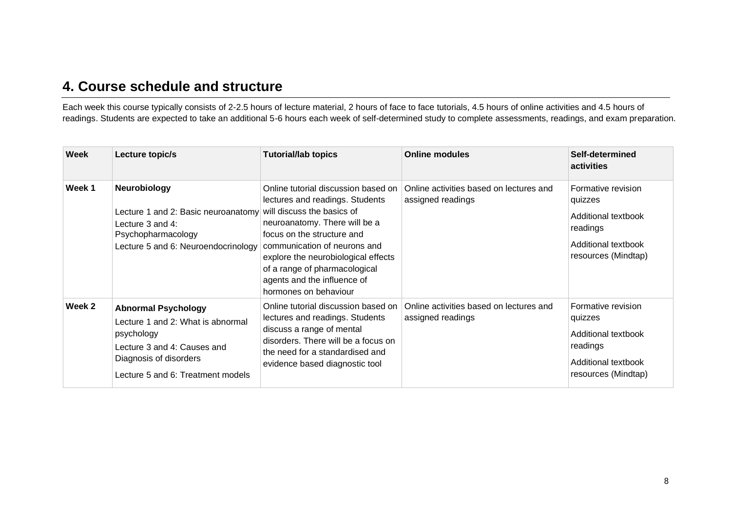## 4. Course schedule and structure

Each week this course typically consists of 2-2.5 hours of lecture material, 2 hours of face to face tutorials, 4.5 hours of online activities and 4.5 hours of readings. Students are expected to take an additional 5-6 hours each week of self-determined study to complete assessments, readings, and exam preparation.

| Week | Lecture topic/s | Tutorial/lab topics | Online modules | Self-determined activities |
|---|---|---|---|---|
| Week 1 | **Neurobiology**<br>Lecture 1 and 2: Basic neuroanatomy<br>Lecture 3 and 4: Psychopharmacology<br>Lecture 5 and 6: Neuroendocrinology | Online tutorial discussion based on lectures and readings. Students will discuss the basics of neuroanatomy. There will be a focus on the structure and communication of neurons and explore the neurobiological effects of a range of pharmacological agents and the influence of hormones on behaviour | Online activities based on lectures and assigned readings | Formative revision quizzes<br>Additional textbook readings<br>Additional textbook resources (Mindtap) |
| Week 2 | **Abnormal Psychology**<br>Lecture 1 and 2: What is abnormal psychology<br>Lecture 3 and 4: Causes and Diagnosis of disorders<br>Lecture 5 and 6: Treatment models | Online tutorial discussion based on lectures and readings. Students discuss a range of mental disorders. There will be a focus on the need for a standardised and evidence based diagnostic tool | Online activities based on lectures and assigned readings | Formative revision quizzes<br>Additional textbook readings<br>Additional textbook resources (Mindtap) |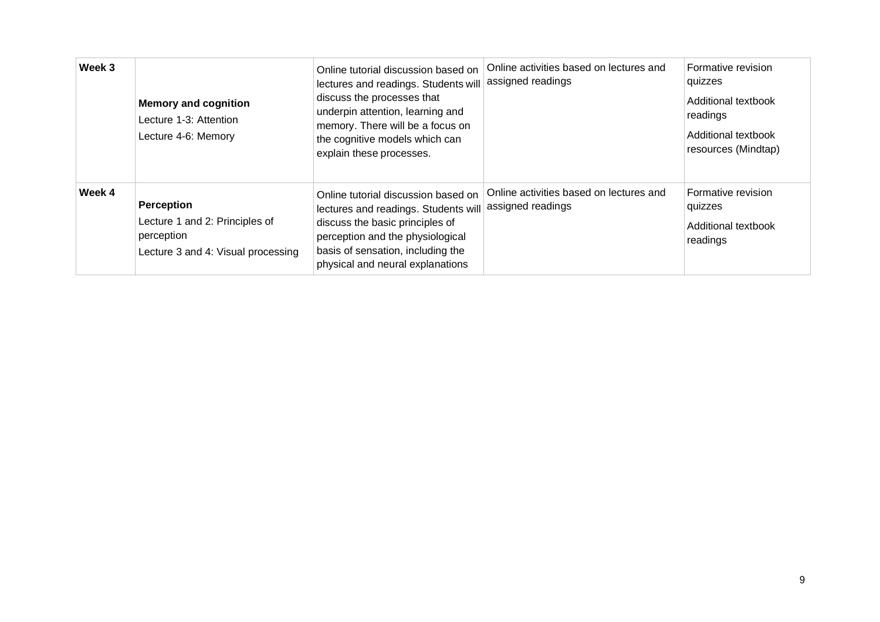| Week 3 | **Memory and cognition**<br>Lecture 1-3: Attention<br>Lecture 4-6: Memory | Online tutorial discussion based on lectures and readings. Students will discuss the processes that underpin attention, learning and memory. There will be a focus on the cognitive models which can explain these processes. | Online activities based on lectures and assigned readings | Formative revision quizzes<br>Additional textbook readings<br>Additional textbook resources (Mindtap) |
|---|---|---|---|---|
| Week 4 | **Perception**<br>Lecture 1 and 2: Principles of perception<br>Lecture 3 and 4: Visual processing | Online tutorial discussion based on lectures and readings. Students will discuss the basic principles of perception and the physiological basis of sensation, including the physical and neural explanations | Online activities based on lectures and assigned readings | Formative revision quizzes<br>Additional textbook readings |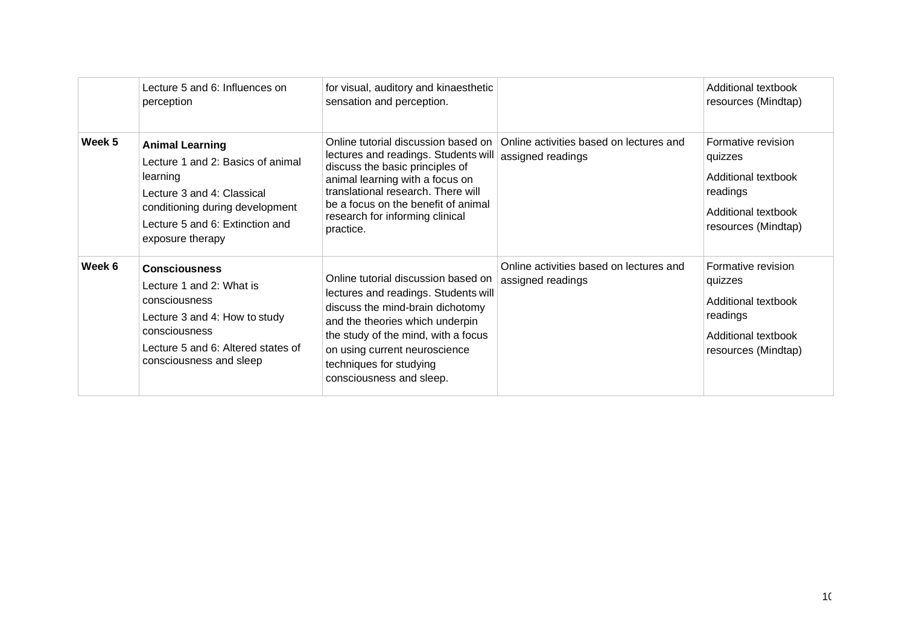|  |  |  |  |  |
|---|---|---|---|---|
|  | Lecture 5 and 6: Influences on perception | for visual, auditory and kinaesthetic sensation and perception. |  | Additional textbook resources (Mindtap) |
| **Week 5** | **Animal Learning**<br>Lecture 1 and 2: Basics of animal learning<br>Lecture 3 and 4: Classical conditioning during development<br>Lecture 5 and 6: Extinction and exposure therapy | Online tutorial discussion based on lectures and readings. Students will discuss the basic principles of animal learning with a focus on translational research. There will be a focus on the benefit of animal research for informing clinical practice. | Online activities based on lectures and assigned readings | Formative revision quizzes<br>Additional textbook readings<br>Additional textbook resources (Mindtap) |
| **Week 6** | **Consciousness**<br>Lecture 1 and 2: What is consciousness<br>Lecture 3 and 4: How to study consciousness<br>Lecture 5 and 6: Altered states of consciousness and sleep | Online tutorial discussion based on lectures and readings. Students will discuss the mind-brain dichotomy and the theories which underpin the study of the mind, with a focus on using current neuroscience techniques for studying consciousness and sleep. | Online activities based on lectures and assigned readings | Formative revision quizzes<br>Additional textbook readings<br>Additional textbook resources (Mindtap) |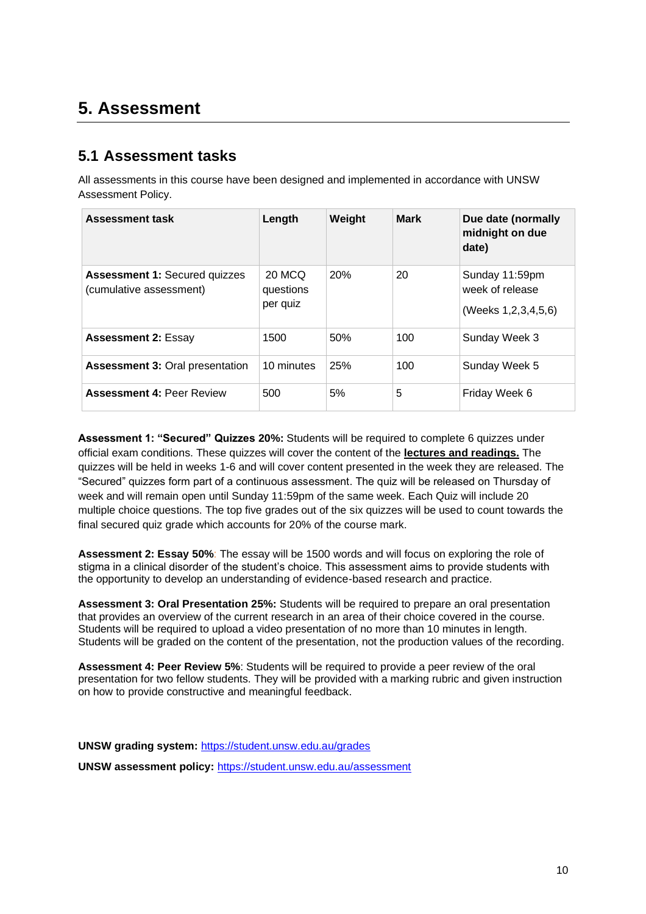# 5. Assessment

## 5.1 Assessment tasks

All assessments in this course have been designed and implemented in accordance with UNSW Assessment Policy.

| Assessment task | Length | Weight | Mark | Due date (normally midnight on due date) |
|---|---|---|---|---|
| **Assessment 1:** Secured quizzes (cumulative assessment) | 20 MCQ questions per quiz | 20% | 20 | Sunday 11:59pm week of release (Weeks 1,2,3,4,5,6) |
| **Assessment 2:** Essay | 1500 | 50% | 100 | Sunday Week 3 |
| **Assessment 3:** Oral presentation | 10 minutes | 25% | 100 | Sunday Week 5 |
| **Assessment 4:** Peer Review | 500 | 5% | 5 | Friday Week 6 |

**Assessment 1: "Secured" Quizzes 20%:** Students will be required to complete 6 quizzes under official exam conditions. These quizzes will cover the content of the **lectures and readings.** The quizzes will be held in weeks 1-6 and will cover content presented in the week they are released. The "Secured" quizzes form part of a continuous assessment. The quiz will be released on Thursday of week and will remain open until Sunday 11:59pm of the same week. Each Quiz will include 20 multiple choice questions. The top five grades out of the six quizzes will be used to count towards the final secured quiz grade which accounts for 20% of the course mark.

**Assessment 2: Essay 50%**: The essay will be 1500 words and will focus on exploring the role of stigma in a clinical disorder of the student's choice. This assessment aims to provide students with the opportunity to develop an understanding of evidence-based research and practice.

**Assessment 3: Oral Presentation 25%:** Students will be required to prepare an oral presentation that provides an overview of the current research in an area of their choice covered in the course. Students will be required to upload a video presentation of no more than 10 minutes in length. Students will be graded on the content of the presentation, not the production values of the recording.

**Assessment 4: Peer Review 5%**: Students will be required to provide a peer review of the oral presentation for two fellow students. They will be provided with a marking rubric and given instruction on how to provide constructive and meaningful feedback.

**UNSW grading system:** https://student.unsw.edu.au/grades

**UNSW assessment policy:** https://student.unsw.edu.au/assessment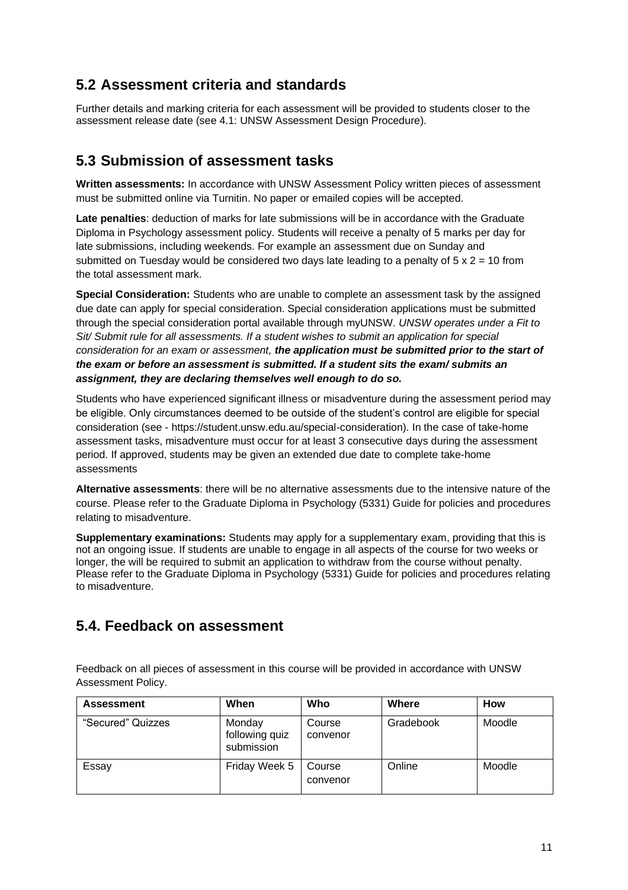## 5.2 Assessment criteria and standards

Further details and marking criteria for each assessment will be provided to students closer to the assessment release date (see 4.1: UNSW Assessment Design Procedure).

## 5.3 Submission of assessment tasks

**Written assessments:** In accordance with UNSW Assessment Policy written pieces of assessment must be submitted online via Turnitin. No paper or emailed copies will be accepted.

**Late penalties**: deduction of marks for late submissions will be in accordance with the Graduate Diploma in Psychology assessment policy. Students will receive a penalty of 5 marks per day for late submissions, including weekends. For example an assessment due on Sunday and submitted on Tuesday would be considered two days late leading to a penalty of 5 x 2 = 10 from the total assessment mark.

**Special Consideration:** Students who are unable to complete an assessment task by the assigned due date can apply for special consideration. Special consideration applications must be submitted through the special consideration portal available through myUNSW. *UNSW operates under a Fit to Sit/ Submit rule for all assessments. If a student wishes to submit an application for special consideration for an exam or assessment,* ***the application must be submitted prior to the start of the exam or before an assessment is submitted. If a student sits the exam/ submits an assignment, they are declaring themselves well enough to do so.***

Students who have experienced significant illness or misadventure during the assessment period may be eligible. Only circumstances deemed to be outside of the student's control are eligible for special consideration (see - https://student.unsw.edu.au/special-consideration). In the case of take-home assessment tasks, misadventure must occur for at least 3 consecutive days during the assessment period. If approved, students may be given an extended due date to complete take-home assessments

**Alternative assessments**: there will be no alternative assessments due to the intensive nature of the course. Please refer to the Graduate Diploma in Psychology (5331) Guide for policies and procedures relating to misadventure.

**Supplementary examinations:** Students may apply for a supplementary exam, providing that this is not an ongoing issue. If students are unable to engage in all aspects of the course for two weeks or longer, the will be required to submit an application to withdraw from the course without penalty. Please refer to the Graduate Diploma in Psychology (5331) Guide for policies and procedures relating to misadventure.

## 5.4. Feedback on assessment

Feedback on all pieces of assessment in this course will be provided in accordance with UNSW Assessment Policy.

| Assessment | When | Who | Where | How |
|---|---|---|---|---|
| "Secured" Quizzes | Monday following quiz submission | Course convenor | Gradebook | Moodle |
| Essay | Friday Week 5 | Course convenor | Online | Moodle |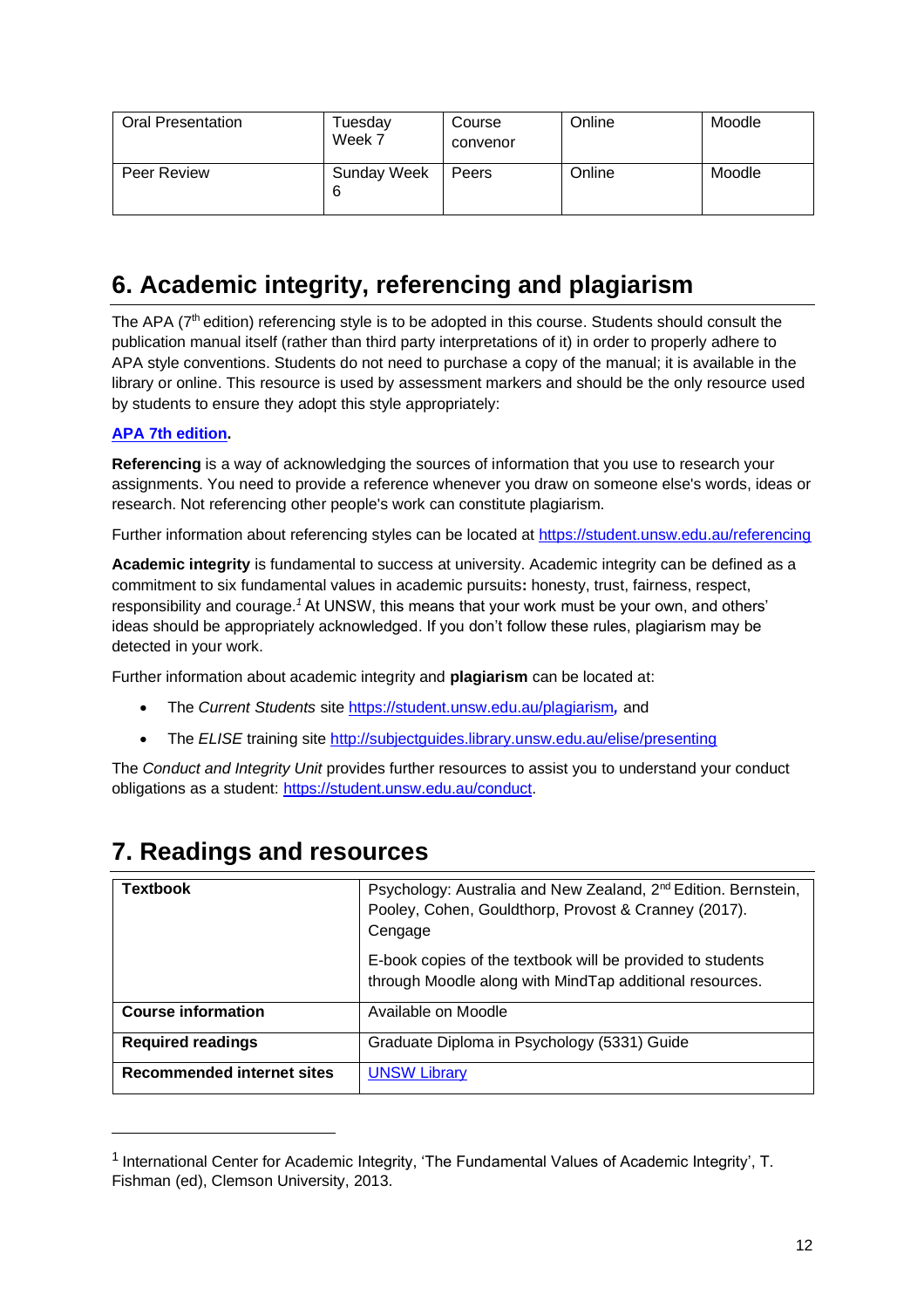| Oral Presentation | Tuesday Week 7 | Course convenor | Online | Moodle |
|---|---|---|---|---|
| Peer Review | Sunday Week 6 | Peers | Online | Moodle |

## 6. Academic integrity, referencing and plagiarism

The APA (7th edition) referencing style is to be adopted in this course. Students should consult the publication manual itself (rather than third party interpretations of it) in order to properly adhere to APA style conventions. Students do not need to purchase a copy of the manual; it is available in the library or online. This resource is used by assessment markers and should be the only resource used by students to ensure they adopt this style appropriately:

**APA 7th edition.**

**Referencing** is a way of acknowledging the sources of information that you use to research your assignments. You need to provide a reference whenever you draw on someone else's words, ideas or research. Not referencing other people's work can constitute plagiarism.

Further information about referencing styles can be located at https://student.unsw.edu.au/referencing

**Academic integrity** is fundamental to success at university. Academic integrity can be defined as a commitment to six fundamental values in academic pursuits**:** honesty, trust, fairness, respect, responsibility and courage.[1] At UNSW, this means that your work must be your own, and others' ideas should be appropriately acknowledged. If you don't follow these rules, plagiarism may be detected in your work.

Further information about academic integrity and **plagiarism** can be located at:

- The *Current Students* site https://student.unsw.edu.au/plagiarism***,*** and
- The *ELISE* training site http://subjectguides.library.unsw.edu.au/elise/presenting

The *Conduct and Integrity Unit* provides further resources to assist you to understand your conduct obligations as a student: https://student.unsw.edu.au/conduct.

## 7. Readings and resources

| **Textbook** | Psychology: Australia and New Zealand, 2nd Edition. Bernstein, Pooley, Cohen, Gouldthorp, Provost & Cranney (2017). Cengage<br><br>E-book copies of the textbook will be provided to students through Moodle along with MindTap additional resources. |
|---|---|
| **Course information** | Available on Moodle |
| **Required readings** | Graduate Diploma in Psychology (5331) Guide |
| **Recommended internet sites** | UNSW Library |

[1] International Center for Academic Integrity, 'The Fundamental Values of Academic Integrity', T. Fishman (ed), Clemson University, 2013.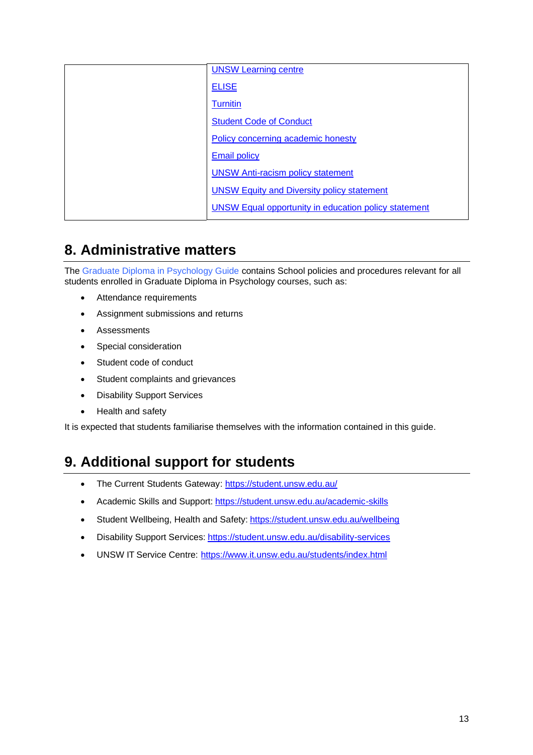| | |
|---|---|
| | [UNSW Learning centre](#)<br>[ELISE](#)<br>[Turnitin](#)<br>[Student Code of Conduct](#)<br>[Policy concerning academic honesty](#)<br>[Email policy](#)<br>[UNSW Anti-racism policy statement](#)<br>[UNSW Equity and Diversity policy statement](#)<br>[UNSW Equal opportunity in education policy statement](#) |

## 8. Administrative matters

The Graduate Diploma in Psychology Guide contains School policies and procedures relevant for all students enrolled in Graduate Diploma in Psychology courses, such as:

- Attendance requirements
- Assignment submissions and returns
- Assessments
- Special consideration
- Student code of conduct
- Student complaints and grievances
- Disability Support Services
- Health and safety

It is expected that students familiarise themselves with the information contained in this guide.

## 9. Additional support for students

- The Current Students Gateway: https://student.unsw.edu.au/
- Academic Skills and Support: https://student.unsw.edu.au/academic-skills
- Student Wellbeing, Health and Safety: https://student.unsw.edu.au/wellbeing
- Disability Support Services: https://student.unsw.edu.au/disability-services
- UNSW IT Service Centre: https://www.it.unsw.edu.au/students/index.html